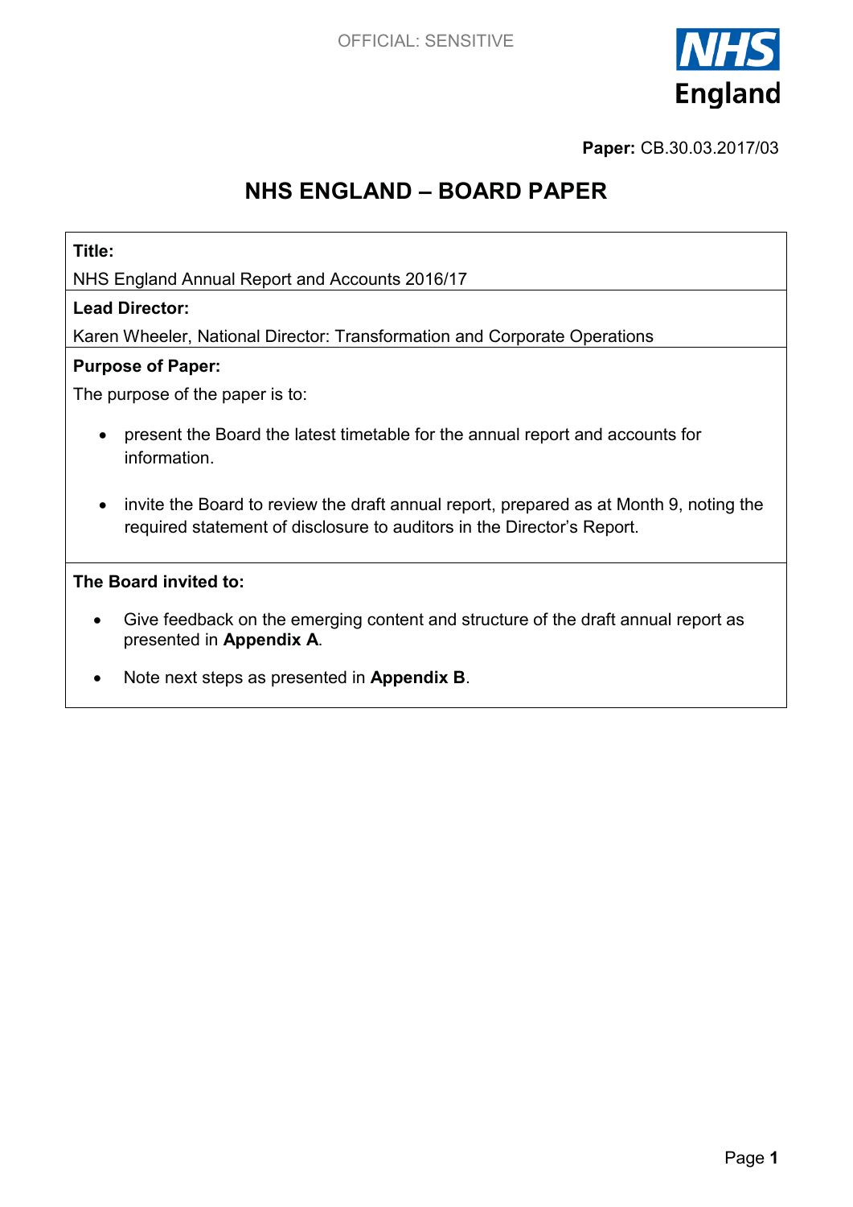OFFICIAL: SENSITIVE

**Paper:** CB.30.03.2017/03

# NHS ENGLAND – BOARD PAPER

**Title:**

NHS England Annual Report and Accounts 2016/17

**Lead Director:**

Karen Wheeler, National Director: Transformation and Corporate Operations

**Purpose of Paper:**

The purpose of the paper is to:

- present the Board the latest timetable for the annual report and accounts for information.
- invite the Board to review the draft annual report, prepared as at Month 9, noting the required statement of disclosure to auditors in the Director's Report.

**The Board invited to:**

- Give feedback on the emerging content and structure of the draft annual report as presented in **Appendix A**.
- Note next steps as presented in **Appendix B**.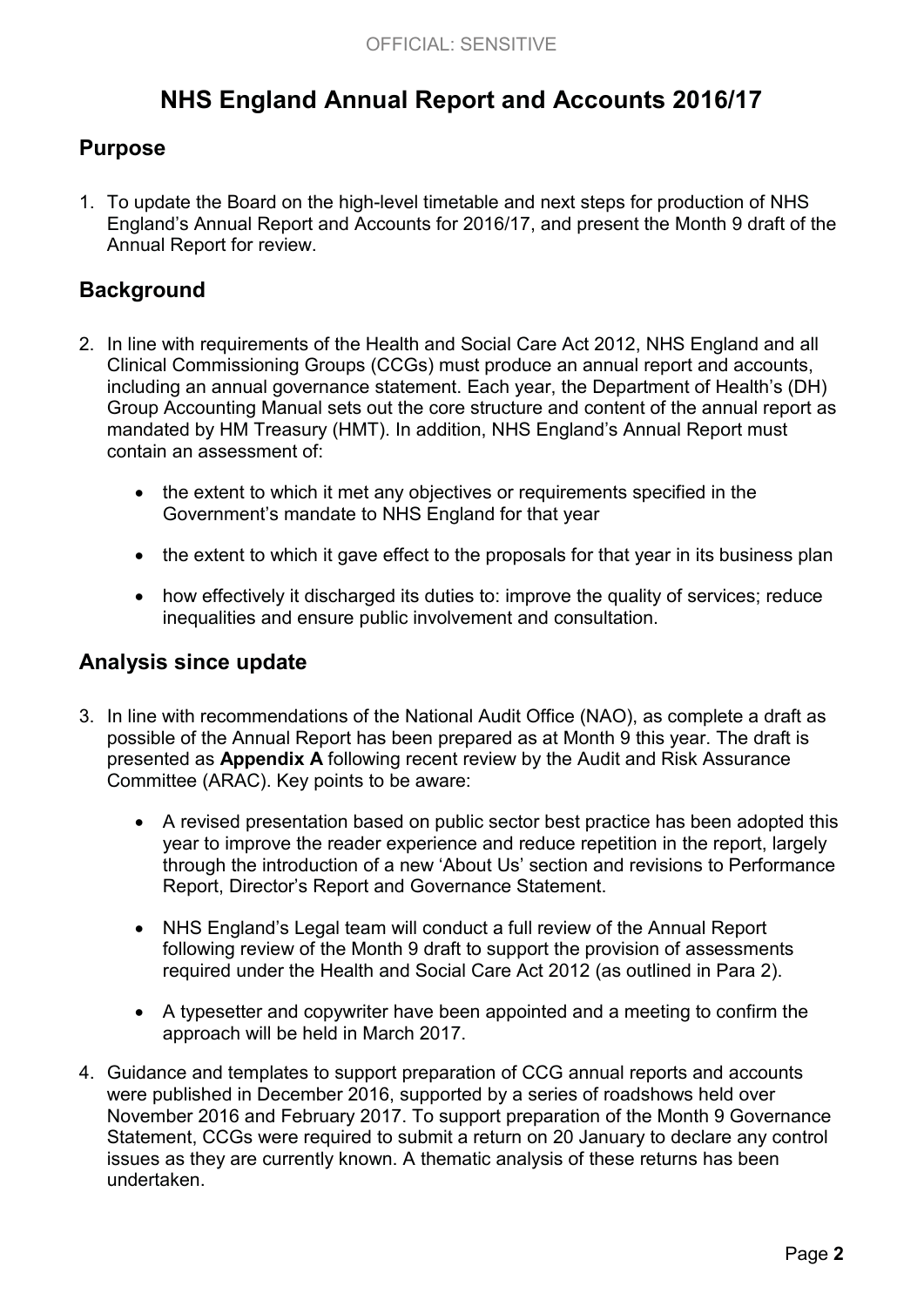# NHS England Annual Report and Accounts 2016/17

## Purpose

1. To update the Board on the high-level timetable and next steps for production of NHS England's Annual Report and Accounts for 2016/17, and present the Month 9 draft of the Annual Report for review.

## Background

2. In line with requirements of the Health and Social Care Act 2012, NHS England and all Clinical Commissioning Groups (CCGs) must produce an annual report and accounts, including an annual governance statement. Each year, the Department of Health's (DH) Group Accounting Manual sets out the core structure and content of the annual report as mandated by HM Treasury (HMT). In addition, NHS England's Annual Report must contain an assessment of:

    - the extent to which it met any objectives or requirements specified in the Government's mandate to NHS England for that year
    - the extent to which it gave effect to the proposals for that year in its business plan
    - how effectively it discharged its duties to: improve the quality of services; reduce inequalities and ensure public involvement and consultation.

## Analysis since update

3. In line with recommendations of the National Audit Office (NAO), as complete a draft as possible of the Annual Report has been prepared as at Month 9 this year. The draft is presented as **Appendix A** following recent review by the Audit and Risk Assurance Committee (ARAC). Key points to be aware:

    - A revised presentation based on public sector best practice has been adopted this year to improve the reader experience and reduce repetition in the report, largely through the introduction of a new 'About Us' section and revisions to Performance Report, Director's Report and Governance Statement.
    - NHS England's Legal team will conduct a full review of the Annual Report following review of the Month 9 draft to support the provision of assessments required under the Health and Social Care Act 2012 (as outlined in Para 2).
    - A typesetter and copywriter have been appointed and a meeting to confirm the approach will be held in March 2017.

4. Guidance and templates to support preparation of CCG annual reports and accounts were published in December 2016, supported by a series of roadshows held over November 2016 and February 2017. To support preparation of the Month 9 Governance Statement, CCGs were required to submit a return on 20 January to declare any control issues as they are currently known. A thematic analysis of these returns has been undertaken.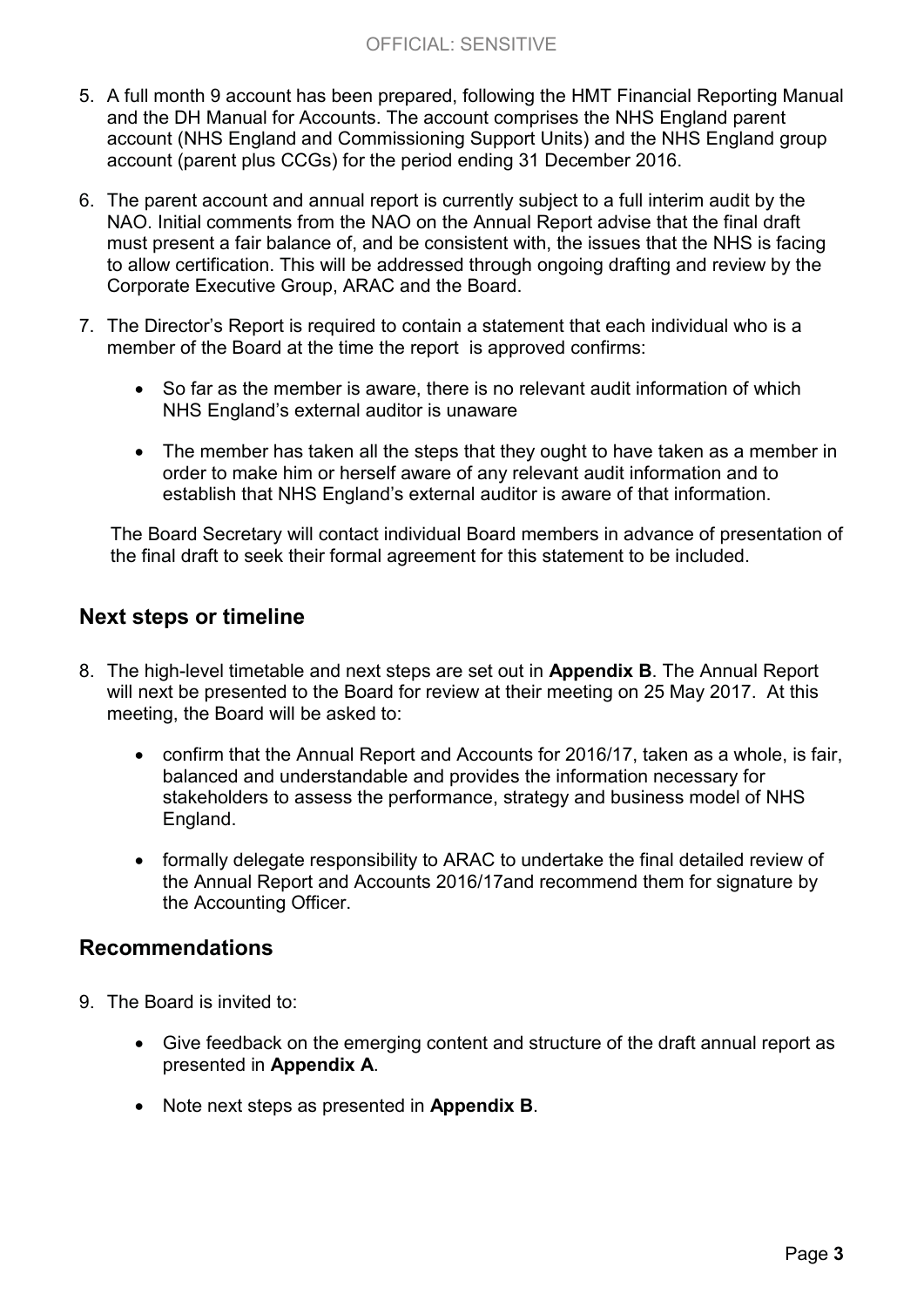5. A full month 9 account has been prepared, following the HMT Financial Reporting Manual and the DH Manual for Accounts. The account comprises the NHS England parent account (NHS England and Commissioning Support Units) and the NHS England group account (parent plus CCGs) for the period ending 31 December 2016.

6. The parent account and annual report is currently subject to a full interim audit by the NAO. Initial comments from the NAO on the Annual Report advise that the final draft must present a fair balance of, and be consistent with, the issues that the NHS is facing to allow certification. This will be addressed through ongoing drafting and review by the Corporate Executive Group, ARAC and the Board.

7. The Director's Report is required to contain a statement that each individual who is a member of the Board at the time the report is approved confirms:

   - So far as the member is aware, there is no relevant audit information of which NHS England's external auditor is unaware

   - The member has taken all the steps that they ought to have taken as a member in order to make him or herself aware of any relevant audit information and to establish that NHS England's external auditor is aware of that information.

   The Board Secretary will contact individual Board members in advance of presentation of the final draft to seek their formal agreement for this statement to be included.

## Next steps or timeline

8. The high-level timetable and next steps are set out in **Appendix B**. The Annual Report will next be presented to the Board for review at their meeting on 25 May 2017. At this meeting, the Board will be asked to:

   - confirm that the Annual Report and Accounts for 2016/17, taken as a whole, is fair, balanced and understandable and provides the information necessary for stakeholders to assess the performance, strategy and business model of NHS England.

   - formally delegate responsibility to ARAC to undertake the final detailed review of the Annual Report and Accounts 2016/17and recommend them for signature by the Accounting Officer.

## Recommendations

9. The Board is invited to:

   - Give feedback on the emerging content and structure of the draft annual report as presented in **Appendix A**.

   - Note next steps as presented in **Appendix B**.